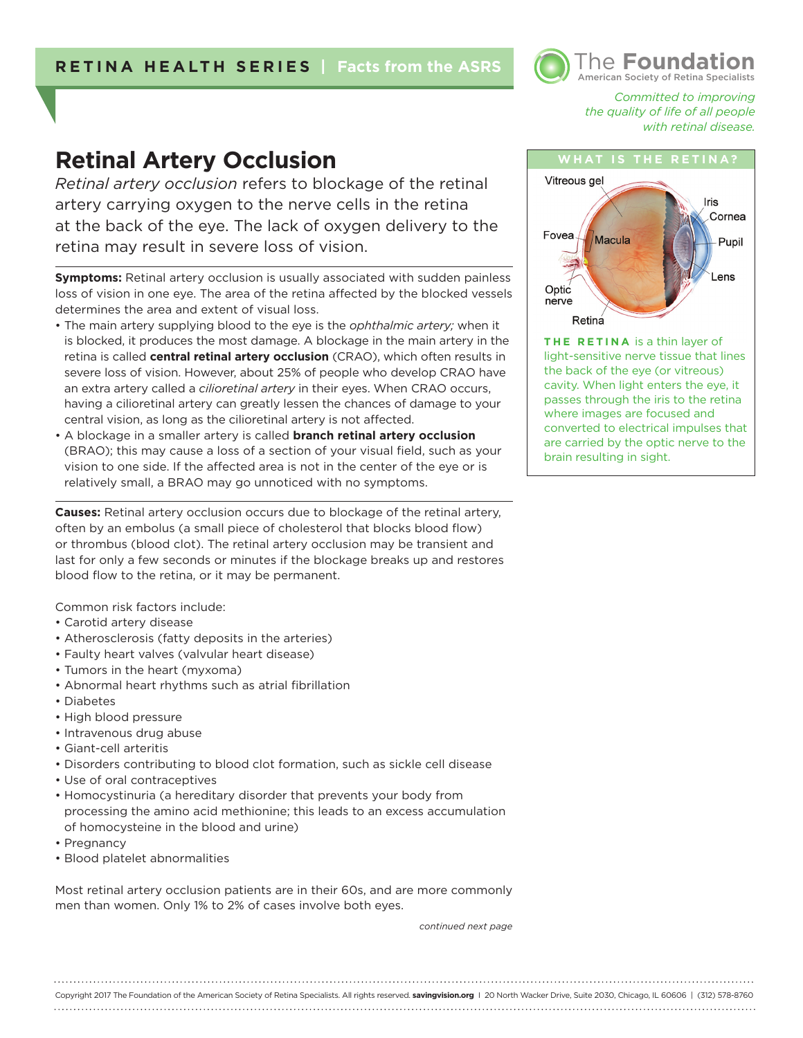RETINA HEALTH SERIES | Facts from the ASRS

The Foundation
American Society of Retina Specialists

*Committed to improving the quality of life of all people with retinal disease.*

# Retinal Artery Occlusion

*Retinal artery occlusion* refers to blockage of the retinal artery carrying oxygen to the nerve cells in the retina at the back of the eye. The lack of oxygen delivery to the retina may result in severe loss of vision.

**Symptoms:** Retinal artery occlusion is usually associated with sudden painless loss of vision in one eye. The area of the retina affected by the blocked vessels determines the area and extent of visual loss.

- The main artery supplying blood to the eye is the *ophthalmic artery;* when it is blocked, it produces the most damage. A blockage in the main artery in the retina is called **central retinal artery occlusion** (CRAO), which often results in severe loss of vision. However, about 25% of people who develop CRAO have an extra artery called a *cilioretinal artery* in their eyes. When CRAO occurs, having a cilioretinal artery can greatly lessen the chances of damage to your central vision, as long as the cilioretinal artery is not affected.
- A blockage in a smaller artery is called **branch retinal artery occlusion** (BRAO); this may cause a loss of a section of your visual field, such as your vision to one side. If the affected area is not in the center of the eye or is relatively small, a BRAO may go unnoticed with no symptoms.

**Causes:** Retinal artery occlusion occurs due to blockage of the retinal artery, often by an embolus (a small piece of cholesterol that blocks blood flow) or thrombus (blood clot). The retinal artery occlusion may be transient and last for only a few seconds or minutes if the blockage breaks up and restores blood flow to the retina, or it may be permanent.

Common risk factors include:

- Carotid artery disease
- Atherosclerosis (fatty deposits in the arteries)
- Faulty heart valves (valvular heart disease)
- Tumors in the heart (myxoma)
- Abnormal heart rhythms such as atrial fibrillation
- Diabetes
- High blood pressure
- Intravenous drug abuse
- Giant-cell arteritis
- Disorders contributing to blood clot formation, such as sickle cell disease
- Use of oral contraceptives
- Homocystinuria (a hereditary disorder that prevents your body from processing the amino acid methionine; this leads to an excess accumulation of homocysteine in the blood and urine)
- Pregnancy
- Blood platelet abnormalities

Most retinal artery occlusion patients are in their 60s, and are more commonly men than women. Only 1% to 2% of cases involve both eyes.

*continued next page*

## WHAT IS THE RETINA?

Vitreous gel, Iris, Cornea, Fovea, Macula, Pupil, Lens, Optic nerve, Retina

**THE RETINA** is a thin layer of light-sensitive nerve tissue that lines the back of the eye (or vitreous) cavity. When light enters the eye, it passes through the iris to the retina where images are focused and converted to electrical impulses that are carried by the optic nerve to the brain resulting in sight.

Copyright 2017 The Foundation of the American Society of Retina Specialists. All rights reserved. **savingvision.org** | 20 North Wacker Drive, Suite 2030, Chicago, IL 60606 | (312) 578-8760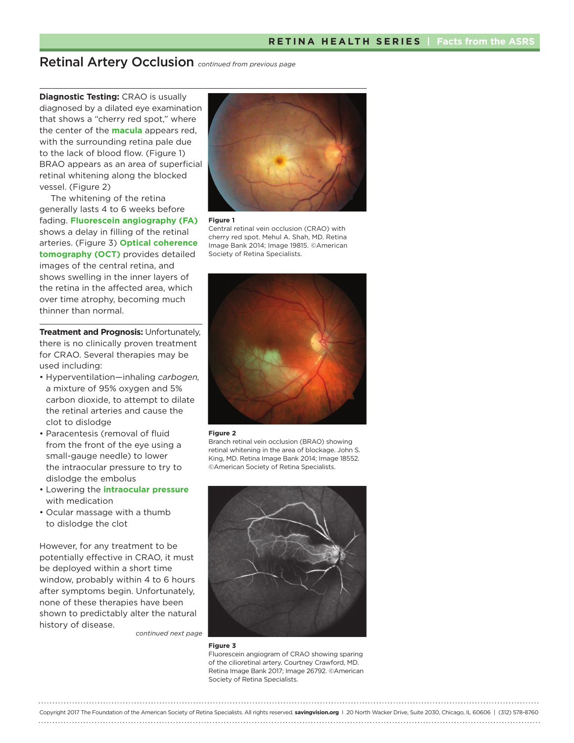# Retinal Artery Occlusion *continued from previous page*

**Diagnostic Testing:** CRAO is usually diagnosed by a dilated eye examination that shows a "cherry red spot," where the center of the **macula** appears red, with the surrounding retina pale due to the lack of blood flow. (Figure 1) BRAO appears as an area of superficial retinal whitening along the blocked vessel. (Figure 2)

The whitening of the retina generally lasts 4 to 6 weeks before fading. **Fluorescein angiography (FA)** shows a delay in filling of the retinal arteries. (Figure 3) **Optical coherence tomography (OCT)** provides detailed images of the central retina, and shows swelling in the inner layers of the retina in the affected area, which over time atrophy, becoming much thinner than normal.

**Treatment and Prognosis:** Unfortunately, there is no clinically proven treatment for CRAO. Several therapies may be used including:

- Hyperventilation—inhaling *carbogen,* a mixture of 95% oxygen and 5% carbon dioxide, to attempt to dilate the retinal arteries and cause the clot to dislodge
- Paracentesis (removal of fluid from the front of the eye using a small-gauge needle) to lower the intraocular pressure to try to dislodge the embolus
- Lowering the **intraocular pressure** with medication
- Ocular massage with a thumb to dislodge the clot

However, for any treatment to be potentially effective in CRAO, it must be deployed within a short time window, probably within 4 to 6 hours after symptoms begin. Unfortunately, none of these therapies have been shown to predictably alter the natural history of disease.

*continued next page*

**Figure 1**
Central retinal vein occlusion (CRAO) with cherry red spot. Mehul A. Shah, MD. Retina Image Bank 2014; Image 19815. ©American Society of Retina Specialists.

**Figure 2**
Branch retinal vein occlusion (BRAO) showing retinal whitening in the area of blockage. John S. King, MD. Retina Image Bank 2014; Image 18552. ©American Society of Retina Specialists.

**Figure 3**
Fluorescein angiogram of CRAO showing sparing of the cilioretinal artery. Courtney Crawford, MD. Retina Image Bank 2017; Image 26792. ©American Society of Retina Specialists.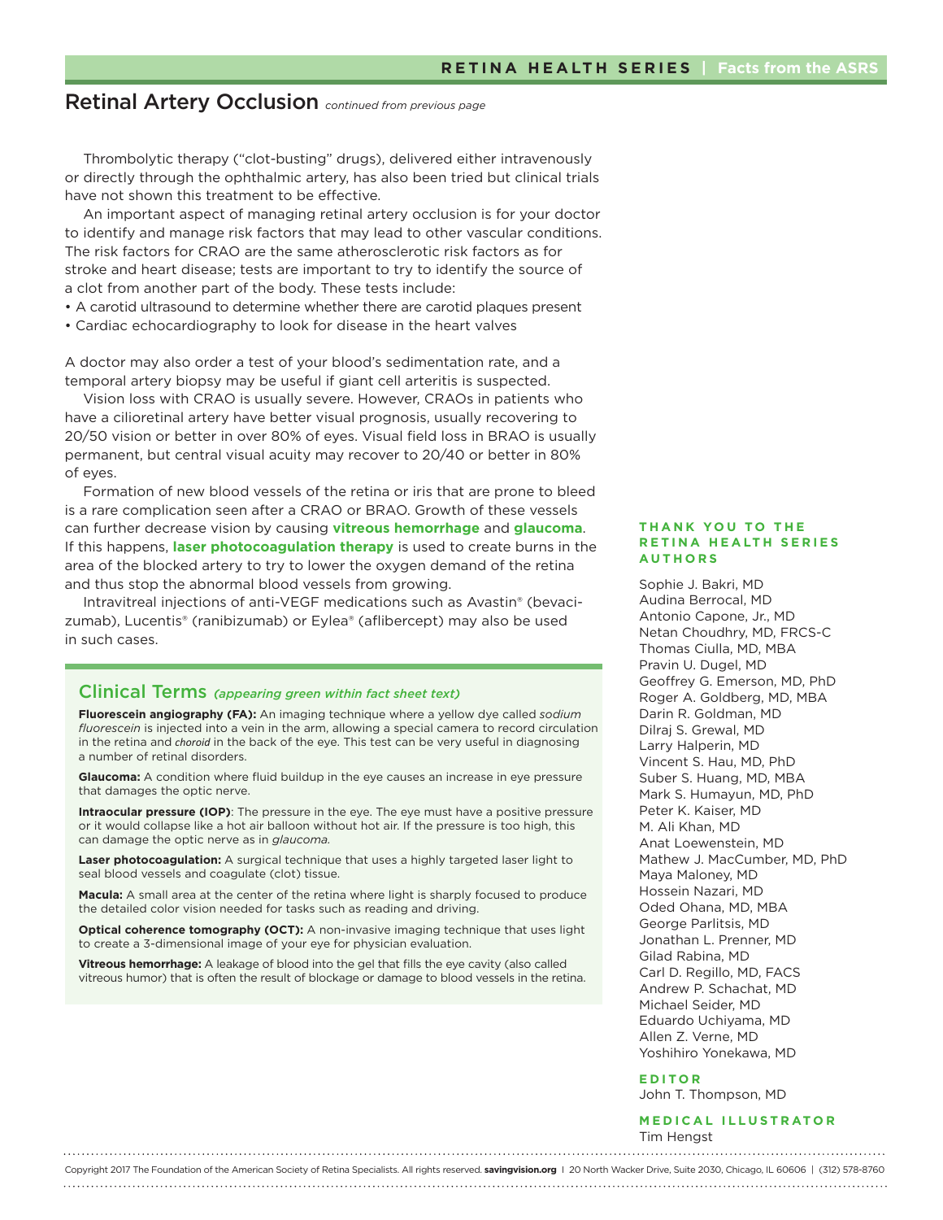# Retinal Artery Occlusion *continued from previous page*

Thrombolytic therapy ("clot-busting" drugs), delivered either intravenously or directly through the ophthalmic artery, has also been tried but clinical trials have not shown this treatment to be effective.

An important aspect of managing retinal artery occlusion is for your doctor to identify and manage risk factors that may lead to other vascular conditions. The risk factors for CRAO are the same atherosclerotic risk factors as for stroke and heart disease; tests are important to try to identify the source of a clot from another part of the body. These tests include:

- A carotid ultrasound to determine whether there are carotid plaques present
- Cardiac echocardiography to look for disease in the heart valves

A doctor may also order a test of your blood's sedimentation rate, and a temporal artery biopsy may be useful if giant cell arteritis is suspected.

Vision loss with CRAO is usually severe. However, CRAOs in patients who have a cilioretinal artery have better visual prognosis, usually recovering to 20/50 vision or better in over 80% of eyes. Visual field loss in BRAO is usually permanent, but central visual acuity may recover to 20/40 or better in 80% of eyes.

Formation of new blood vessels of the retina or iris that are prone to bleed is a rare complication seen after a CRAO or BRAO. Growth of these vessels can further decrease vision by causing **vitreous hemorrhage** and **glaucoma**. If this happens, **laser photocoagulation therapy** is used to create burns in the area of the blocked artery to try to lower the oxygen demand of the retina and thus stop the abnormal blood vessels from growing.

Intravitreal injections of anti-VEGF medications such as Avastin® (bevacizumab), Lucentis® (ranibizumab) or Eylea® (aflibercept) may also be used in such cases.

## Clinical Terms *(appearing green within fact sheet text)*

**Fluorescein angiography (FA):** An imaging technique where a yellow dye called *sodium fluorescein* is injected into a vein in the arm, allowing a special camera to record circulation in the retina and *choroid* in the back of the eye. This test can be very useful in diagnosing a number of retinal disorders.

**Glaucoma:** A condition where fluid buildup in the eye causes an increase in eye pressure that damages the optic nerve.

**Intraocular pressure (IOP)**: The pressure in the eye. The eye must have a positive pressure or it would collapse like a hot air balloon without hot air. If the pressure is too high, this can damage the optic nerve as in *glaucoma.*

**Laser photocoagulation:** A surgical technique that uses a highly targeted laser light to seal blood vessels and coagulate (clot) tissue.

**Macula:** A small area at the center of the retina where light is sharply focused to produce the detailed color vision needed for tasks such as reading and driving.

**Optical coherence tomography (OCT):** A non-invasive imaging technique that uses light to create a 3-dimensional image of your eye for physician evaluation.

**Vitreous hemorrhage:** A leakage of blood into the gel that fills the eye cavity (also called vitreous humor) that is often the result of blockage or damage to blood vessels in the retina.

### THANK YOU TO THE RETINA HEALTH SERIES AUTHORS

Sophie J. Bakri, MD
Audina Berrocal, MD
Antonio Capone, Jr., MD
Netan Choudhry, MD, FRCS-C
Thomas Ciulla, MD, MBA
Pravin U. Dugel, MD
Geoffrey G. Emerson, MD, PhD
Roger A. Goldberg, MD, MBA
Darin R. Goldman, MD
Dilraj S. Grewal, MD
Larry Halperin, MD
Vincent S. Hau, MD, PhD
Suber S. Huang, MD, MBA
Mark S. Humayun, MD, PhD
Peter K. Kaiser, MD
M. Ali Khan, MD
Anat Loewenstein, MD
Mathew J. MacCumber, MD, PhD
Maya Maloney, MD
Hossein Nazari, MD
Oded Ohana, MD, MBA
George Parlitsis, MD
Jonathan L. Prenner, MD
Gilad Rabina, MD
Carl D. Regillo, MD, FACS
Andrew P. Schachat, MD
Michael Seider, MD
Eduardo Uchiyama, MD
Allen Z. Verne, MD
Yoshihiro Yonekawa, MD

### EDITOR

John T. Thompson, MD

### MEDICAL ILLUSTRATOR

Tim Hengst

Copyright 2017 The Foundation of the American Society of Retina Specialists. All rights reserved. **savingvision.org** | 20 North Wacker Drive, Suite 2030, Chicago, IL 60606 | (312) 578-8760